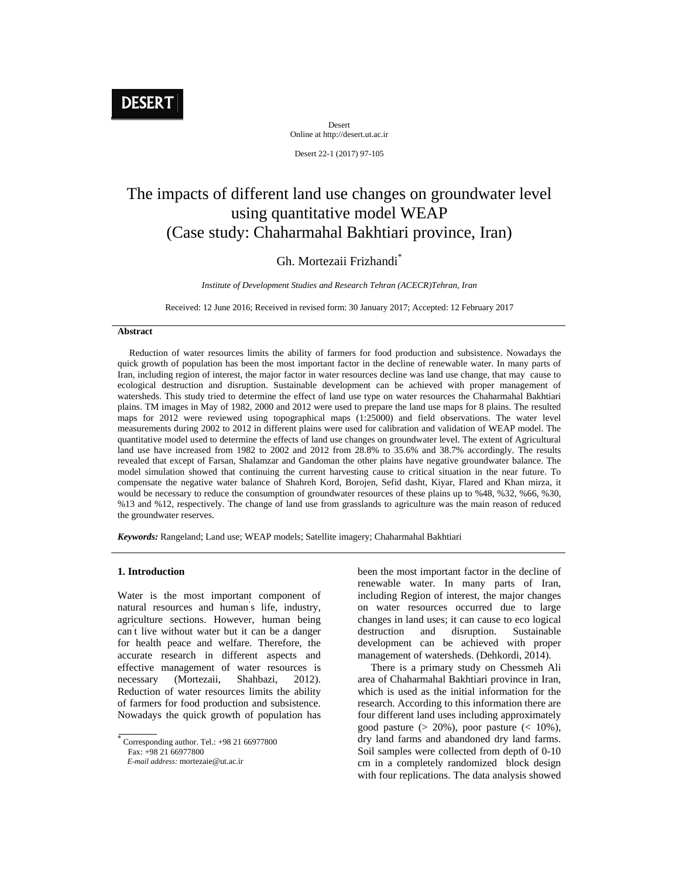# The impacts of different land use changes on groundwater level using quantitative model WEAP (Case study: Chaharmahal Bakhtiari province, Iran)

Gh. Mortezaii Frizhandi*

*Institute of Development Studies and Research Tehran (ACECR)Tehran, Iran*

Received: 12 June 2016; Received in revised form: 30 January 2017; Accepted: 12 February 2017

### Abstract

Reduction of water resources limits the ability of farmers for food production and subsistence. Nowadays the quick growth of population has been the most important factor in the decline of renewable water. In many parts of Iran, including region of interest, the major factor in water resources decline was land use change, that may cause to ecological destruction and disruption. Sustainable development can be achieved with proper management of watersheds. This study tried to determine the effect of land use type on water resources the Chaharmahal Bakhtiari plains. TM images in May of 1982, 2000 and 2012 were used to prepare the land use maps for 8 plains. The resulted maps for 2012 were reviewed using topographical maps (1:25000) and field observations. The water level measurements during 2002 to 2012 in different plains were used for calibration and validation of WEAP model. The quantitative model used to determine the effects of land use changes on groundwater level. The extent of Agricultural land use have increased from 1982 to 2002 and 2012 from 28.8% to 35.6% and 38.7% accordingly. The results revealed that except of Farsan, Shalamzar and Gandoman the other plains have negative groundwater balance. The model simulation showed that continuing the current harvesting cause to critical situation in the near future. To compensate the negative water balance of Shahreh Kord, Borojen, Sefid dasht, Kiyar, Flared and Khan mirza, it would be necessary to reduce the consumption of groundwater resources of these plains up to %48, %32, %66, %30, %13 and %12, respectively. The change of land use from grasslands to agriculture was the main reason of reduced the groundwater reserves.

***Keywords:*** Rangeland; Land use; WEAP models; Satellite imagery; Chaharmahal Bakhtiari

## 1. Introduction

Water is the most important component of natural resources and human's life, industry, agriculture sections. However, human being can't live without water but it can be a danger for health peace and welfare. Therefore, the accurate research in different aspects and effective management of water resources is necessary (Mortezaii, Shahbazi, 2012). Reduction of water resources limits the ability of farmers for food production and subsistence. Nowadays the quick growth of population has been the most important factor in the decline of renewable water. In many parts of Iran, including Region of interest, the major changes on water resources occurred due to large changes in land uses; it can cause to eco logical destruction and disruption. Sustainable development can be achieved with proper management of watersheds. (Dehkordi, 2014).

There is a primary study on Chessmeh Ali area of Chaharmahal Bakhtiari province in Iran, which is used as the initial information for the research. According to this information there are four different land uses including approximately good pasture (> 20%), poor pasture (< 10%), dry land farms and abandoned dry land farms. Soil samples were collected from depth of 0-10 cm in a completely randomized block design with four replications. The data analysis showed

---

* Corresponding author. Tel.: +98 21 66977800
Fax: +98 21 66977800
*E-mail address:* mortezaie@ut.ac.ir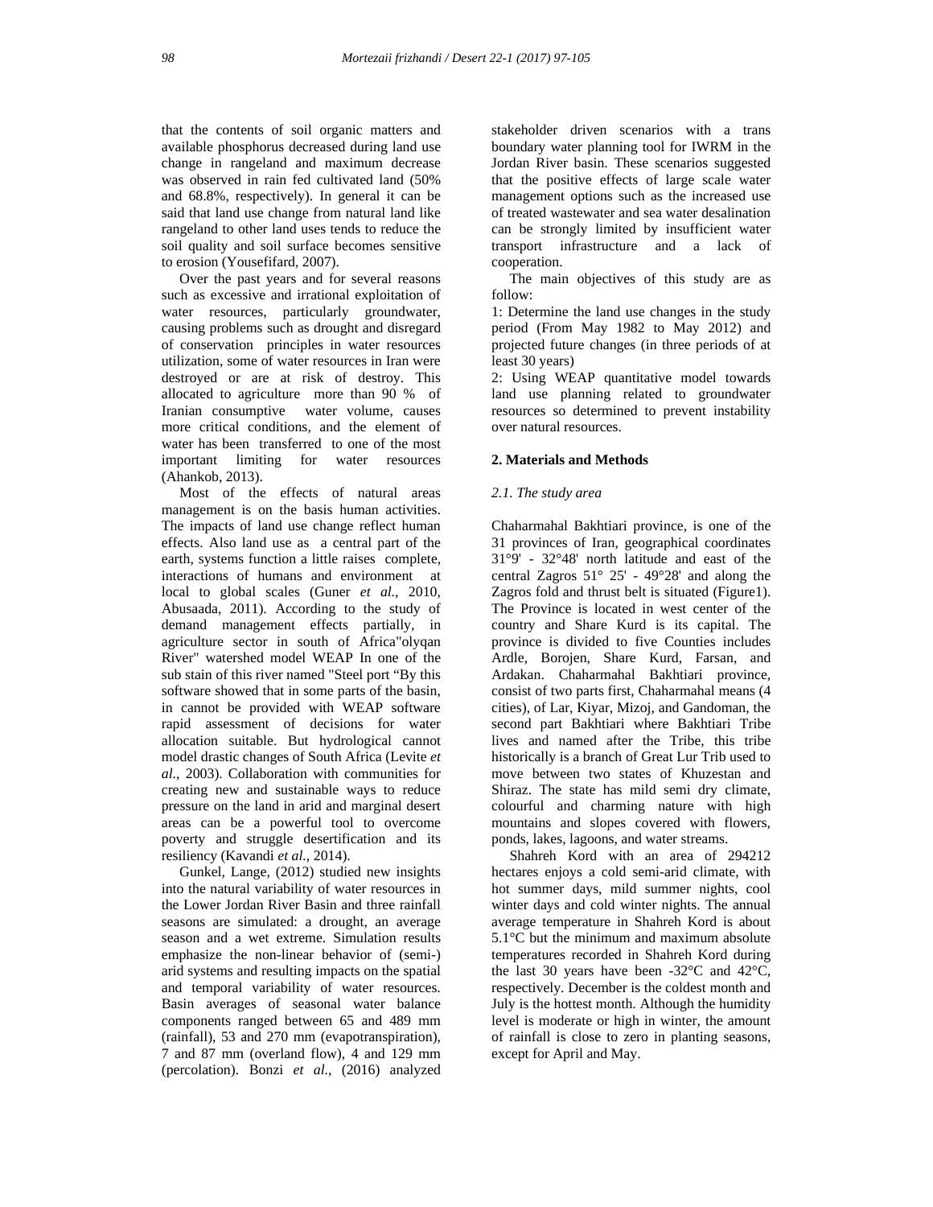that the contents of soil organic matters and available phosphorus decreased during land use change in rangeland and maximum decrease was observed in rain fed cultivated land (50% and 68.8%, respectively). In general it can be said that land use change from natural land like rangeland to other land uses tends to reduce the soil quality and soil surface becomes sensitive to erosion (Yousefifard, 2007).

Over the past years and for several reasons such as excessive and irrational exploitation of water resources, particularly groundwater, causing problems such as drought and disregard of conservation principles in water resources utilization, some of water resources in Iran were destroyed or are at risk of destroy. This allocated to agriculture more than 90 % of Iranian consumptive water volume, causes more critical conditions, and the element of water has been transferred to one of the most important limiting for water resources (Ahankob, 2013).

Most of the effects of natural areas management is on the basis human activities. The impacts of land use change reflect human effects. Also land use as a central part of the earth, systems function a little raises complete, interactions of humans and environment at local to global scales (Guner *et al.*, 2010, Abusaada, 2011). According to the study of demand management effects partially, in agriculture sector in south of Africa"olyqan River" watershed model WEAP In one of the sub stain of this river named "Steel port "By this software showed that in some parts of the basin, in cannot be provided with WEAP software rapid assessment of decisions for water allocation suitable. But hydrological cannot model drastic changes of South Africa (Levite *et al.*, 2003). Collaboration with communities for creating new and sustainable ways to reduce pressure on the land in arid and marginal desert areas can be a powerful tool to overcome poverty and struggle desertification and its resiliency (Kavandi *et al.*, 2014).

Gunkel, Lange, (2012) studied new insights into the natural variability of water resources in the Lower Jordan River Basin and three rainfall seasons are simulated: a drought, an average season and a wet extreme. Simulation results emphasize the non-linear behavior of (semi-) arid systems and resulting impacts on the spatial and temporal variability of water resources. Basin averages of seasonal water balance components ranged between 65 and 489 mm (rainfall), 53 and 270 mm (evapotranspiration), 7 and 87 mm (overland flow), 4 and 129 mm (percolation). Bonzi *et al.*, (2016) analyzed stakeholder driven scenarios with a trans boundary water planning tool for IWRM in the Jordan River basin. These scenarios suggested that the positive effects of large scale water management options such as the increased use of treated wastewater and sea water desalination can be strongly limited by insufficient water transport infrastructure and a lack of cooperation.

The main objectives of this study are as follow:

1: Determine the land use changes in the study period (From May 1982 to May 2012) and projected future changes (in three periods of at least 30 years)

2: Using WEAP quantitative model towards land use planning related to groundwater resources so determined to prevent instability over natural resources.

## 2. Materials and Methods

### *2.1. The study area*

Chaharmahal Bakhtiari province, is one of the 31 provinces of Iran, geographical coordinates 31°9' - 32°48' north latitude and east of the central Zagros 51° 25' - 49°28' and along the Zagros fold and thrust belt is situated (Figure1). The Province is located in west center of the country and Share Kurd is its capital. The province is divided to five Counties includes Ardle, Borojen, Share Kurd, Farsan, and Ardakan. Chaharmahal Bakhtiari province, consist of two parts first, Chaharmahal means (4 cities), of Lar, Kiyar, Mizoj, and Gandoman, the second part Bakhtiari where Bakhtiari Tribe lives and named after the Tribe, this tribe historically is a branch of Great Lur Trib used to move between two states of Khuzestan and Shiraz. The state has mild semi dry climate, colourful and charming nature with high mountains and slopes covered with flowers, ponds, lakes, lagoons, and water streams.

Shahreh Kord with an area of 294212 hectares enjoys a cold semi-arid climate, with hot summer days, mild summer nights, cool winter days and cold winter nights. The annual average temperature in Shahreh Kord is about 5.1°C but the minimum and maximum absolute temperatures recorded in Shahreh Kord during the last 30 years have been -32°C and 42°C, respectively. December is the coldest month and July is the hottest month. Although the humidity level is moderate or high in winter, the amount of rainfall is close to zero in planting seasons, except for April and May.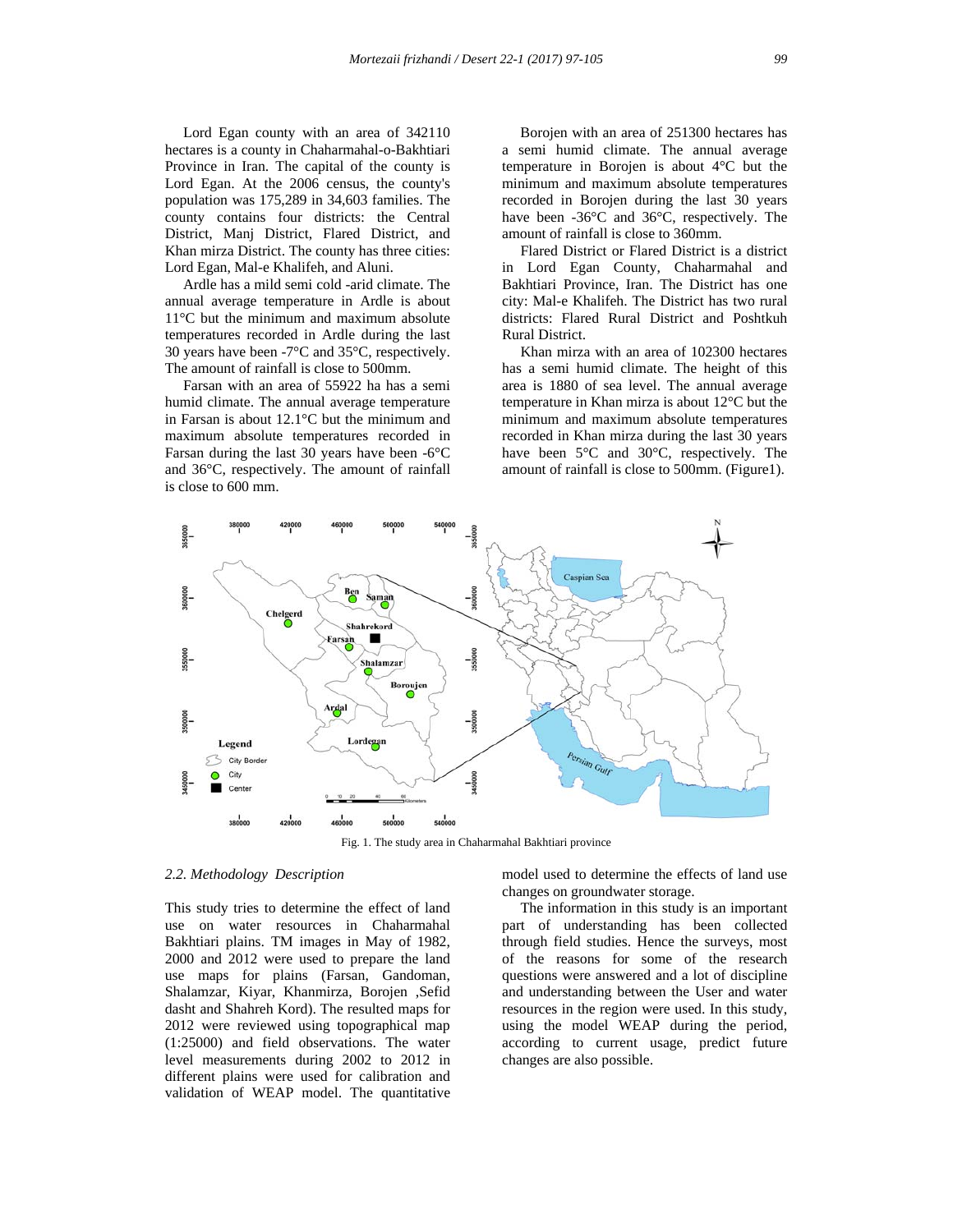Lord Egan county with an area of 342110 hectares is a county in Chaharmahal-o-Bakhtiari Province in Iran. The capital of the county is Lord Egan. At the 2006 census, the county's population was 175,289 in 34,603 families. The county contains four districts: the Central District, Manj District, Flared District, and Khan mirza District. The county has three cities: Lord Egan, Mal-e Khalifeh, and Aluni.

Ardle has a mild semi cold -arid climate. The annual average temperature in Ardle is about 11°C but the minimum and maximum absolute temperatures recorded in Ardle during the last 30 years have been -7°C and 35°C, respectively. The amount of rainfall is close to 500mm.

Farsan with an area of 55922 ha has a semi humid climate. The annual average temperature in Farsan is about 12.1°C but the minimum and maximum absolute temperatures recorded in Farsan during the last 30 years have been -6°C and 36°C, respectively. The amount of rainfall is close to 600 mm.

Borojen with an area of 251300 hectares has a semi humid climate. The annual average temperature in Borojen is about 4°C but the minimum and maximum absolute temperatures recorded in Borojen during the last 30 years have been -36°C and 36°C, respectively. The amount of rainfall is close to 360mm.

Flared District or Flared District is a district in Lord Egan County, Chaharmahal and Bakhtiari Province, Iran. The District has one city: Mal-e Khalifeh. The District has two rural districts: Flared Rural District and Poshtkuh Rural District.

Khan mirza with an area of 102300 hectares has a semi humid climate. The height of this area is 1880 of sea level. The annual average temperature in Khan mirza is about 12°C but the minimum and maximum absolute temperatures recorded in Khan mirza during the last 30 years have been 5°C and 30°C, respectively. The amount of rainfall is close to 500mm. (Figure1).

Fig. 1. The study area in Chaharmahal Bakhtiari province

### 2.2. Methodology Description

This study tries to determine the effect of land use on water resources in Chaharmahal Bakhtiari plains. TM images in May of 1982, 2000 and 2012 were used to prepare the land use maps for plains (Farsan, Gandoman, Shalamzar, Kiyar, Khanmirza, Borojen ,Sefid dasht and Shahreh Kord). The resulted maps for 2012 were reviewed using topographical map (1:25000) and field observations. The water level measurements during 2002 to 2012 in different plains were used for calibration and validation of WEAP model. The quantitative model used to determine the effects of land use changes on groundwater storage.

The information in this study is an important part of understanding has been collected through field studies. Hence the surveys, most of the reasons for some of the research questions were answered and a lot of discipline and understanding between the User and water resources in the region were used. In this study, using the model WEAP during the period, according to current usage, predict future changes are also possible.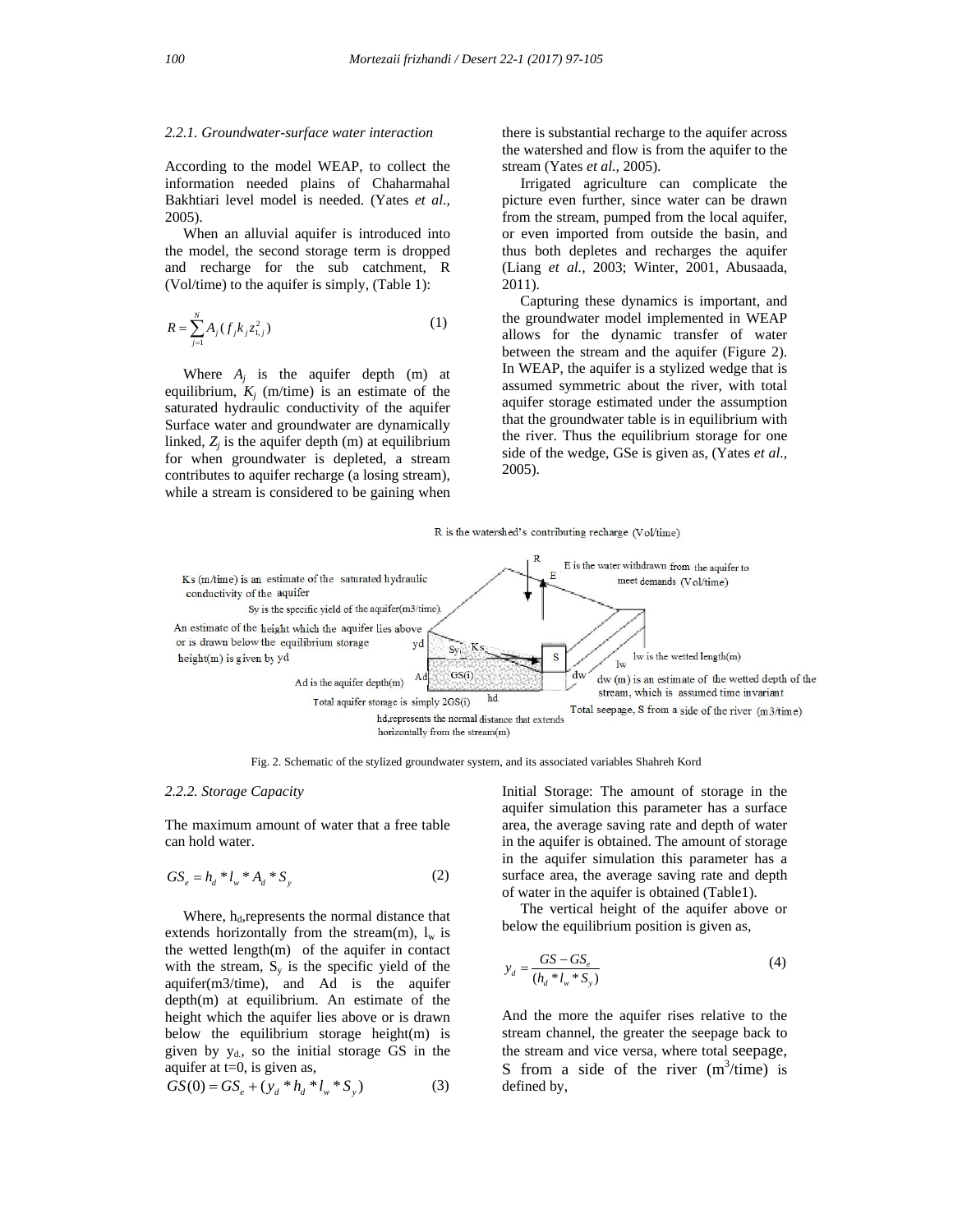### 2.2.1. Groundwater-surface water interaction

According to the model WEAP, to collect the information needed plains of Chaharmahal Bakhtiari level model is needed. (Yates *et al.,* 2005).

When an alluvial aquifer is introduced into the model, the second storage term is dropped and recharge for the sub catchment, R (Vol/time) to the aquifer is simply, (Table 1):

$$R = \sum_{j=1}^{N} A_j (f_j k_j z_{1,j}^2) \tag{1}$$

Where $A_j$ is the aquifer depth (m) at equilibrium, $K_j$ (m/time) is an estimate of the saturated hydraulic conductivity of the aquifer Surface water and groundwater are dynamically linked, $Z_j$ is the aquifer depth (m) at equilibrium for when groundwater is depleted, a stream contributes to aquifer recharge (a losing stream), while a stream is considered to be gaining when there is substantial recharge to the aquifer across the watershed and flow is from the aquifer to the stream (Yates *et al.,* 2005).

Irrigated agriculture can complicate the picture even further, since water can be drawn from the stream, pumped from the local aquifer, or even imported from outside the basin, and thus both depletes and recharges the aquifer (Liang *et al.*, 2003; Winter, 2001, Abusaada, 2011).

Capturing these dynamics is important, and the groundwater model implemented in WEAP allows for the dynamic transfer of water between the stream and the aquifer (Figure 2). In WEAP, the aquifer is a stylized wedge that is assumed symmetric about the river, with total aquifer storage estimated under the assumption that the groundwater table is in equilibrium with the river. Thus the equilibrium storage for one side of the wedge, GSe is given as, (Yates *et al.,* 2005).

R is the watershed's contributing recharge (Vol/time)

E is the water withdrawn from the aquifer to meet demands (Vol/time)

Ks (m/time) is an estimate of the saturated hydraulic conductivity of the aquifer

Sy is the specific yield of the aquifer(m3/time)

An estimate of the height which the aquifer lies above or is drawn below the equilibrium storage height(m) is given by yd

lw is the wetted length(m)

Ad is the aquifer depth(m)

dw (m) is an estimate of the wetted depth of the stream, which is assumed time invariant

Total aquifer storage is simply 2GS(i)

hd,represents the normal distance that extends horizontally from the stream(m)

Total seepage, S from a side of the river (m3/time)

Fig. 2. Schematic of the stylized groundwater system, and its associated variables Shahreh Kord

### 2.2.2. Storage Capacity

The maximum amount of water that a free table can hold water.

$$GS_e = h_d * l_w * A_d * S_y \tag{2}$$

Where, $h_d$,represents the normal distance that extends horizontally from the stream(m), $l_w$ is the wetted length(m) of the aquifer in contact with the stream, $S_y$ is the specific yield of the aquifer(m3/time), and Ad is the aquifer depth(m) at equilibrium. An estimate of the height which the aquifer lies above or is drawn below the equilibrium storage height(m) is given by $y_d$, so the initial storage GS in the aquifer at t=0, is given as,

$$GS(0) = GS_e + (y_d * h_d * l_w * S_y) \tag{3}$$

Initial Storage: The amount of storage in the aquifer simulation this parameter has a surface area, the average saving rate and depth of water in the aquifer is obtained. The amount of storage in the aquifer simulation this parameter has a surface area, the average saving rate and depth of water in the aquifer is obtained (Table1).

The vertical height of the aquifer above or below the equilibrium position is given as,

$$y_d = \frac{GS - GS_e}{(h_d * l_w * S_y)} \tag{4}$$

And the more the aquifer rises relative to the stream channel, the greater the seepage back to the stream and vice versa, where total seepage, S from a side of the river ($m^3$/time) is defined by,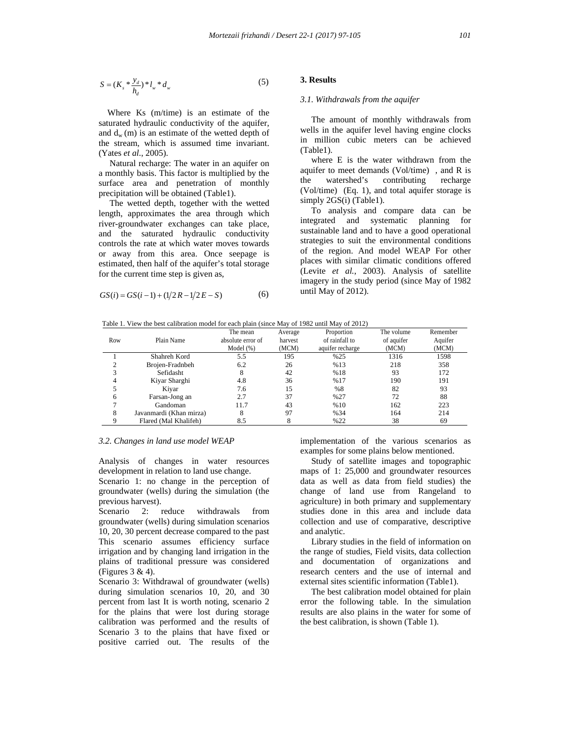$$S = (K_s * \frac{y_d}{h_d}) * l_w * d_w \qquad (5)$$

Where Ks (m/time) is an estimate of the saturated hydraulic conductivity of the aquifer, and $d_w$ (m) is an estimate of the wetted depth of the stream, which is assumed time invariant. (Yates *et al*., 2005).

Natural recharge: The water in an aquifer on a monthly basis. This factor is multiplied by the surface area and penetration of monthly precipitation will be obtained (Table1).

The wetted depth, together with the wetted length, approximates the area through which river-groundwater exchanges can take place, and the saturated hydraulic conductivity controls the rate at which water moves towards or away from this area. Once seepage is estimated, then half of the aquifer's total storage for the current time step is given as,

$$GS(i) = GS(i-1) + (1/2\,R - 1/2\,E - S) \qquad (6)$$

## 3. Results

### 3.1. Withdrawals from the aquifer

The amount of monthly withdrawals from wells in the aquifer level having engine clocks in million cubic meters can be achieved (Table1).

where E is the water withdrawn from the aquifer to meet demands (Vol/time) , and R is the watershed's contributing recharge (Vol/time) (Eq. 1), and total aquifer storage is simply 2GS(i) (Table1).

To analysis and compare data can be integrated and systematic planning for sustainable land and to have a good operational strategies to suit the environmental conditions of the region. And model WEAP For other places with similar climatic conditions offered (Levite *et al.*, 2003). Analysis of satellite imagery in the study period (since May of 1982 until May of 2012).

Table 1. View the best calibration model for each plain (since May of 1982 until May of 2012)

| Row | Plain Name | The mean absolute error of Model (%) | Average harvest (MCM) | Proportion of rainfall to aquifer recharge | The volume of aquifer (MCM) | Remember Aquifer (MCM) |
|---|---|---|---|---|---|---|
| 1 | Shahreh Kord | 5.5 | 195 | %25 | 1316 | 1598 |
| 2 | Brojen-Fradnbeh | 6.2 | 26 | %13 | 218 | 358 |
| 3 | Sefidasht | 8 | 42 | %18 | 93 | 172 |
| 4 | Kiyar Sharghi | 4.8 | 36 | %17 | 190 | 191 |
| 5 | Kiyar | 7.6 | 15 | %8 | 82 | 93 |
| 6 | Farsan-Jong an | 2.7 | 37 | %27 | 72 | 88 |
| 7 | Gandoman | 11.7 | 43 | %10 | 162 | 223 |
| 8 | Javanmardi (Khan mirza) | 8 | 97 | %34 | 164 | 214 |
| 9 | Flared (Mal Khalifeh) | 8.5 | 8 | %22 | 38 | 69 |

### 3.2. Changes in land use model WEAP

Analysis of changes in water resources development in relation to land use change.

Scenario 1: no change in the perception of groundwater (wells) during the simulation (the previous harvest).

Scenario 2: reduce withdrawals from groundwater (wells) during simulation scenarios 10, 20, 30 percent decrease compared to the past This scenario assumes efficiency surface irrigation and by changing land irrigation in the plains of traditional pressure was considered (Figures 3 & 4).

Scenario 3: Withdrawal of groundwater (wells) during simulation scenarios 10, 20, and 30 percent from last It is worth noting, scenario 2 for the plains that were lost during storage calibration was performed and the results of Scenario 3 to the plains that have fixed or positive carried out. The results of the implementation of the various scenarios as examples for some plains below mentioned.

Study of satellite images and topographic maps of 1: 25,000 and groundwater resources data as well as data from field studies) the change of land use from Rangeland to agriculture) in both primary and supplementary studies done in this area and include data collection and use of comparative, descriptive and analytic.

Library studies in the field of information on the range of studies, Field visits, data collection and documentation of organizations and research centers and the use of internal and external sites scientific information (Table1).

The best calibration model obtained for plain error the following table. In the simulation results are also plains in the water for some of the best calibration, is shown (Table 1).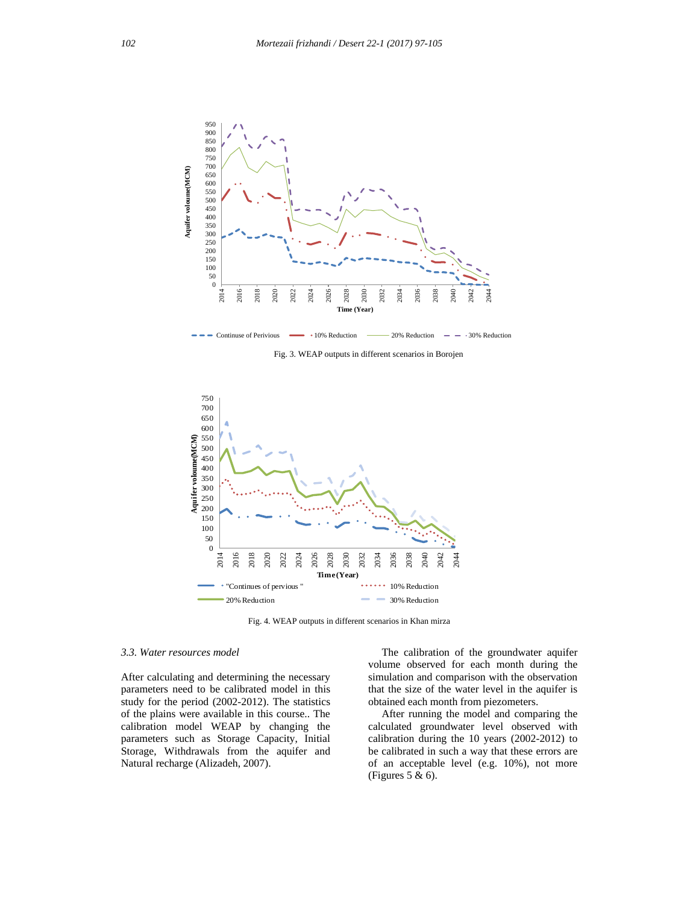Fig. 3. WEAP outputs in different scenarios in Borojen

Fig. 4. WEAP outputs in different scenarios in Khan mirza

### 3.3. Water resources model

After calculating and determining the necessary parameters need to be calibrated model in this study for the period (2002-2012). The statistics of the plains were available in this course.. The calibration model WEAP by changing the parameters such as Storage Capacity, Initial Storage, Withdrawals from the aquifer and Natural recharge (Alizadeh, 2007).

The calibration of the groundwater aquifer volume observed for each month during the simulation and comparison with the observation that the size of the water level in the aquifer is obtained each month from piezometers.

After running the model and comparing the calculated groundwater level observed with calibration during the 10 years (2002-2012) to be calibrated in such a way that these errors are of an acceptable level (e.g. 10%), not more (Figures 5 & 6).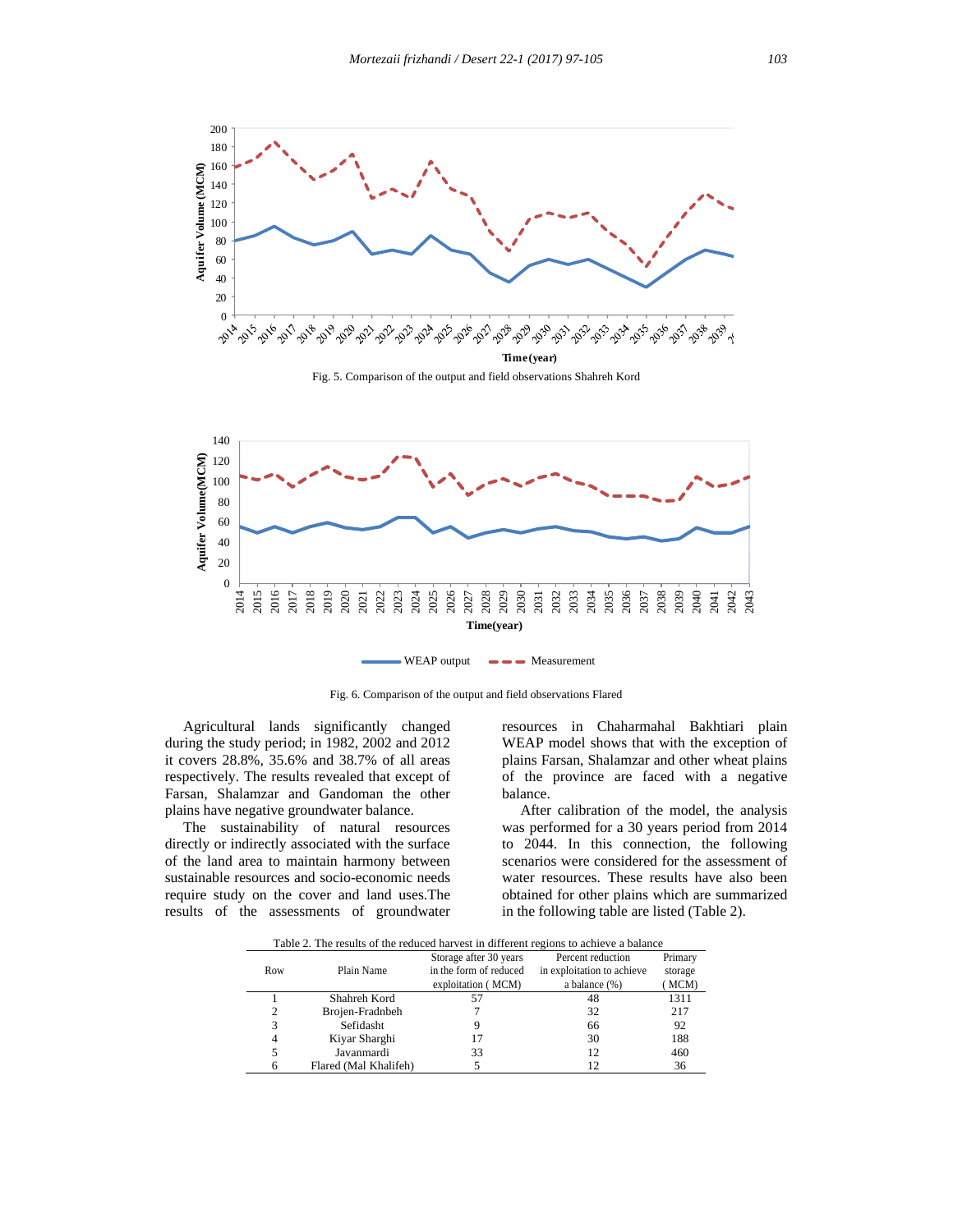Fig. 5. Comparison of the output and field observations Shahreh Kord

Fig. 6. Comparison of the output and field observations Flared

Agricultural lands significantly changed during the study period; in 1982, 2002 and 2012 it covers 28.8%, 35.6% and 38.7% of all areas respectively. The results revealed that except of Farsan, Shalamzar and Gandoman the other plains have negative groundwater balance.

The sustainability of natural resources directly or indirectly associated with the surface of the land area to maintain harmony between sustainable resources and socio-economic needs require study on the cover and land uses.The results of the assessments of groundwater resources in Chaharmahal Bakhtiari plain WEAP model shows that with the exception of plains Farsan, Shalamzar and other wheat plains of the province are faced with a negative balance.

After calibration of the model, the analysis was performed for a 30 years period from 2014 to 2044. In this connection, the following scenarios were considered for the assessment of water resources. These results have also been obtained for other plains which are summarized in the following table are listed (Table 2).

Table 2. The results of the reduced harvest in different regions to achieve a balance

| Row | Plain Name | Storage after 30 years in the form of reduced exploitation ( MCM) | Percent reduction in exploitation to achieve a balance (%) | Primary storage ( MCM) |
|---|---|---|---|---|
| 1 | Shahreh Kord | 57 | 48 | 1311 |
| 2 | Brojen-Fradnbeh | 7 | 32 | 217 |
| 3 | Sefidasht | 9 | 66 | 92 |
| 4 | Kiyar Sharghi | 17 | 30 | 188 |
| 5 | Javanmardi | 33 | 12 | 460 |
| 6 | Flared (Mal Khalifeh) | 5 | 12 | 36 |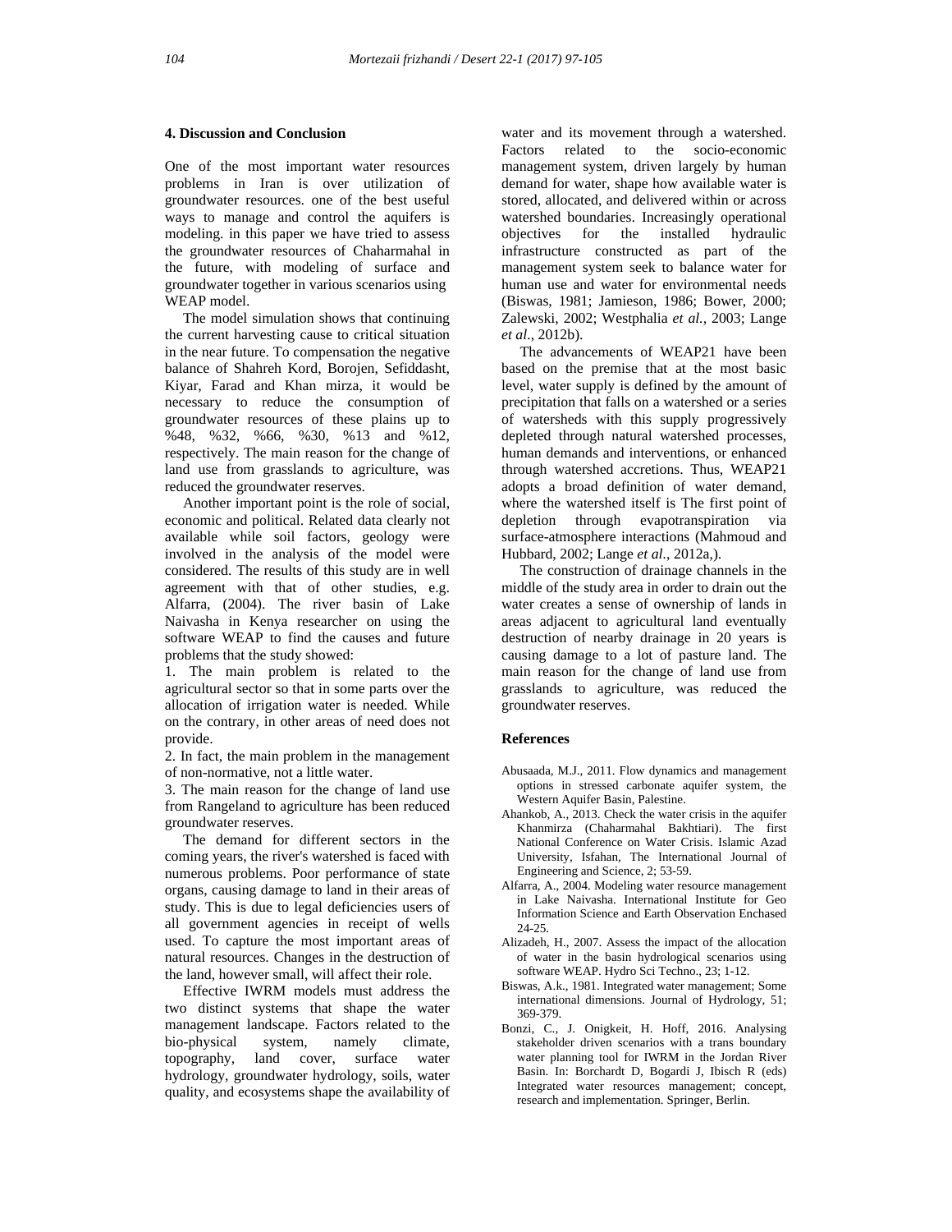## 4. Discussion and Conclusion

One of the most important water resources problems in Iran is over utilization of groundwater resources. one of the best useful ways to manage and control the aquifers is modeling. in this paper we have tried to assess the groundwater resources of Chaharmahal in the future, with modeling of surface and groundwater together in various scenarios using WEAP model.

The model simulation shows that continuing the current harvesting cause to critical situation in the near future. To compensation the negative balance of Shahreh Kord, Borojen, Sefiddasht, Kiyar, Farad and Khan mirza, it would be necessary to reduce the consumption of groundwater resources of these plains up to %48, %32, %66, %30, %13 and %12, respectively. The main reason for the change of land use from grasslands to agriculture, was reduced the groundwater reserves.

Another important point is the role of social, economic and political. Related data clearly not available while soil factors, geology were involved in the analysis of the model were considered. The results of this study are in well agreement with that of other studies, e.g. Alfarra, (2004). The river basin of Lake Naivasha in Kenya researcher on using the software WEAP to find the causes and future problems that the study showed:

1. The main problem is related to the agricultural sector so that in some parts over the allocation of irrigation water is needed. While on the contrary, in other areas of need does not provide.
2. In fact, the main problem in the management of non-normative, not a little water.
3. The main reason for the change of land use from Rangeland to agriculture has been reduced groundwater reserves.

The demand for different sectors in the coming years, the river's watershed is faced with numerous problems. Poor performance of state organs, causing damage to land in their areas of study. This is due to legal deficiencies users of all government agencies in receipt of wells used. To capture the most important areas of natural resources. Changes in the destruction of the land, however small, will affect their role.

Effective IWRM models must address the two distinct systems that shape the water management landscape. Factors related to the bio-physical system, namely climate, topography, land cover, surface water hydrology, groundwater hydrology, soils, water quality, and ecosystems shape the availability of water and its movement through a watershed. Factors related to the socio-economic management system, driven largely by human demand for water, shape how available water is stored, allocated, and delivered within or across watershed boundaries. Increasingly operational objectives for the installed hydraulic infrastructure constructed as part of the management system seek to balance water for human use and water for environmental needs (Biswas, 1981; Jamieson, 1986; Bower, 2000; Zalewski, 2002; Westphalia *et al.,* 2003; Lange *et al*., 2012b).

The advancements of WEAP21 have been based on the premise that at the most basic level, water supply is defined by the amount of precipitation that falls on a watershed or a series of watersheds with this supply progressively depleted through natural watershed processes, human demands and interventions, or enhanced through watershed accretions. Thus, WEAP21 adopts a broad definition of water demand, where the watershed itself is The first point of depletion through evapotranspiration via surface-atmosphere interactions (Mahmoud and Hubbard, 2002; Lange *et al*., 2012a,).

The construction of drainage channels in the middle of the study area in order to drain out the water creates a sense of ownership of lands in areas adjacent to agricultural land eventually destruction of nearby drainage in 20 years is causing damage to a lot of pasture land. The main reason for the change of land use from grasslands to agriculture, was reduced the groundwater reserves.

## References

Abusaada, M.J., 2011. Flow dynamics and management options in stressed carbonate aquifer system, the Western Aquifer Basin, Palestine.

Ahankob, A., 2013. Check the water crisis in the aquifer Khanmirza (Chaharmahal Bakhtiari). The first National Conference on Water Crisis. Islamic Azad University, Isfahan, The International Journal of Engineering and Science, 2; 53-59.

Alfarra, A., 2004. Modeling water resource management in Lake Naivasha. International Institute for Geo Information Science and Earth Observation Enchased 24-25.

Alizadeh, H., 2007. Assess the impact of the allocation of water in the basin hydrological scenarios using software WEAP. Hydro Sci Techno., 23; 1-12.

Biswas, A.k., 1981. Integrated water management; Some international dimensions. Journal of Hydrology, 51; 369-379.

Bonzi, C., J. Onigkeit, H. Hoff, 2016. Analysing stakeholder driven scenarios with a trans boundary water planning tool for IWRM in the Jordan River Basin. In: Borchardt D, Bogardi J, Ibisch R (eds) Integrated water resources management; concept, research and implementation. Springer, Berlin.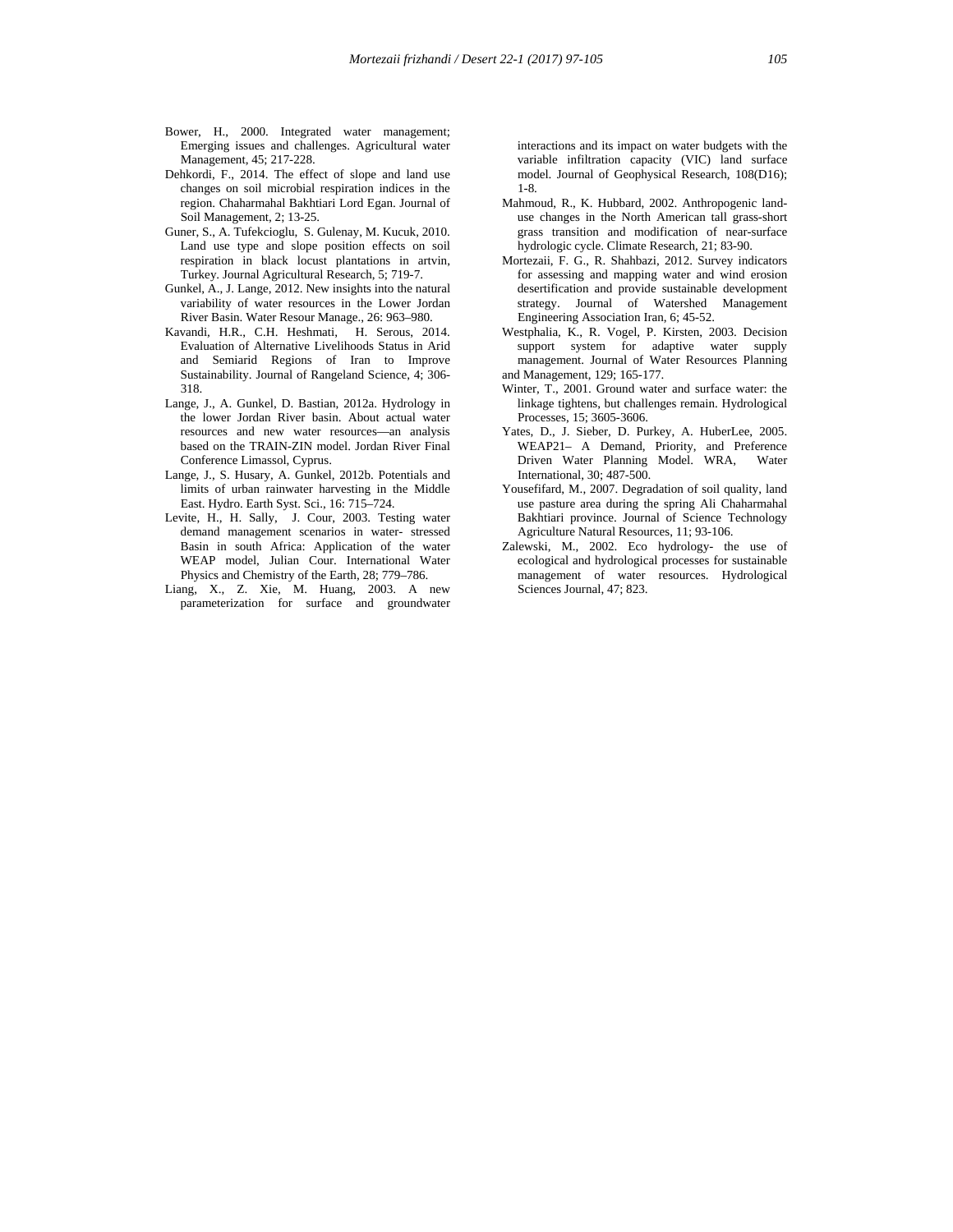Bower, H., 2000. Integrated water management; Emerging issues and challenges. Agricultural water Management, 45; 217-228.

Dehkordi, F., 2014. The effect of slope and land use changes on soil microbial respiration indices in the region. Chaharmahal Bakhtiari Lord Egan. Journal of Soil Management, 2; 13-25.

Guner, S., A. Tufekcioglu, S. Gulenay, M. Kucuk, 2010. Land use type and slope position effects on soil respiration in black locust plantations in artvin, Turkey. Journal Agricultural Research, 5; 719-7.

Gunkel, A., J. Lange, 2012. New insights into the natural variability of water resources in the Lower Jordan River Basin. Water Resour Manage., 26: 963–980.

Kavandi, H.R., C.H. Heshmati, H. Serous, 2014. Evaluation of Alternative Livelihoods Status in Arid and Semiarid Regions of Iran to Improve Sustainability. Journal of Rangeland Science, 4; 306-318.

Lange, J., A. Gunkel, D. Bastian, 2012a. Hydrology in the lower Jordan River basin. About actual water resources and new water resources—an analysis based on the TRAIN-ZIN model. Jordan River Final Conference Limassol, Cyprus.

Lange, J., S. Husary, A. Gunkel, 2012b. Potentials and limits of urban rainwater harvesting in the Middle East. Hydro. Earth Syst. Sci., 16: 715–724.

Levite, H., H. Sally, J. Cour, 2003. Testing water demand management scenarios in water- stressed Basin in south Africa: Application of the water WEAP model, Julian Cour. International Water Physics and Chemistry of the Earth, 28; 779–786.

Liang, X., Z. Xie, M. Huang, 2003. A new parameterization for surface and groundwater interactions and its impact on water budgets with the variable infiltration capacity (VIC) land surface model. Journal of Geophysical Research, 108(D16); 1-8.

Mahmoud, R., K. Hubbard, 2002. Anthropogenic land-use changes in the North American tall grass-short grass transition and modification of near-surface hydrologic cycle. Climate Research, 21; 83-90.

Mortezaii, F. G., R. Shahbazi, 2012. Survey indicators for assessing and mapping water and wind erosion desertification and provide sustainable development strategy. Journal of Watershed Management Engineering Association Iran, 6; 45-52.

Westphalia, K., R. Vogel, P. Kirsten, 2003. Decision support system for adaptive water supply management. Journal of Water Resources Planning and Management, 129; 165-177.

Winter, T., 2001. Ground water and surface water: the linkage tightens, but challenges remain. Hydrological Processes, 15; 3605-3606.

Yates, D., J. Sieber, D. Purkey, A. HuberLee, 2005. WEAP21– A Demand, Priority, and Preference Driven Water Planning Model. WRA, Water International, 30; 487-500.

Yousefifard, M., 2007. Degradation of soil quality, land use pasture area during the spring Ali Chaharmahal Bakhtiari province. Journal of Science Technology Agriculture Natural Resources, 11; 93-106.

Zalewski, M., 2002. Eco hydrology- the use of ecological and hydrological processes for sustainable management of water resources. Hydrological Sciences Journal, 47; 823.